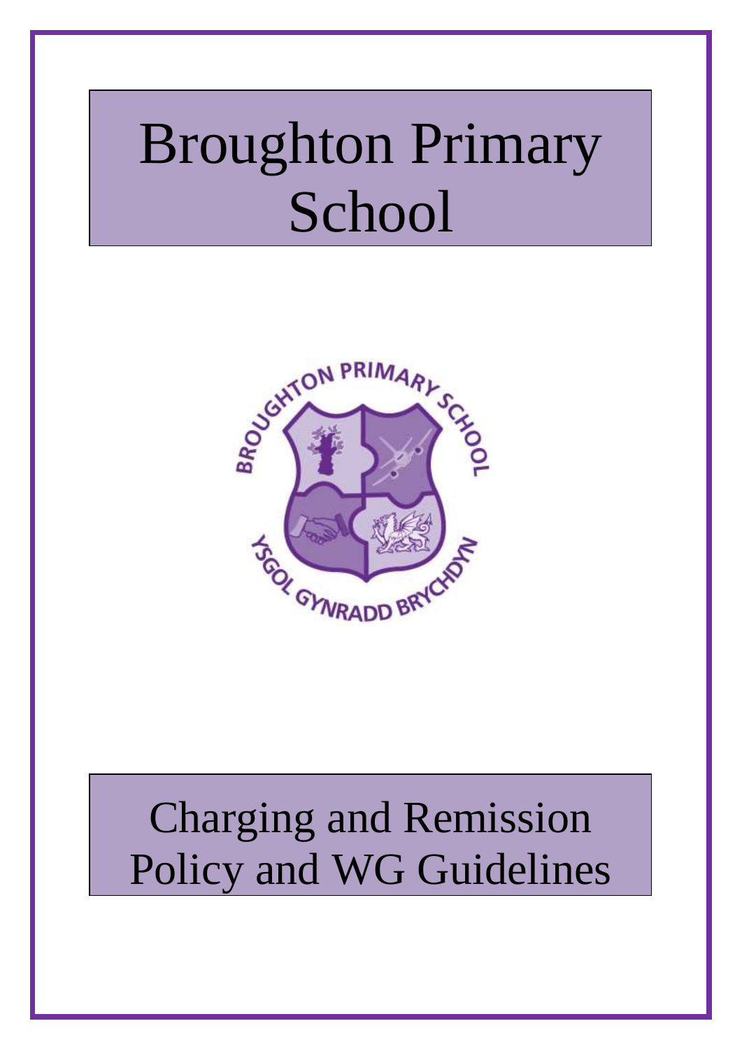# Broughton Primary School

BROUGHTON PRIMARY SCHOOL

YSGOL GYNRADD BRYCHDYN

# Charging and Remission Policy and WG Guidelines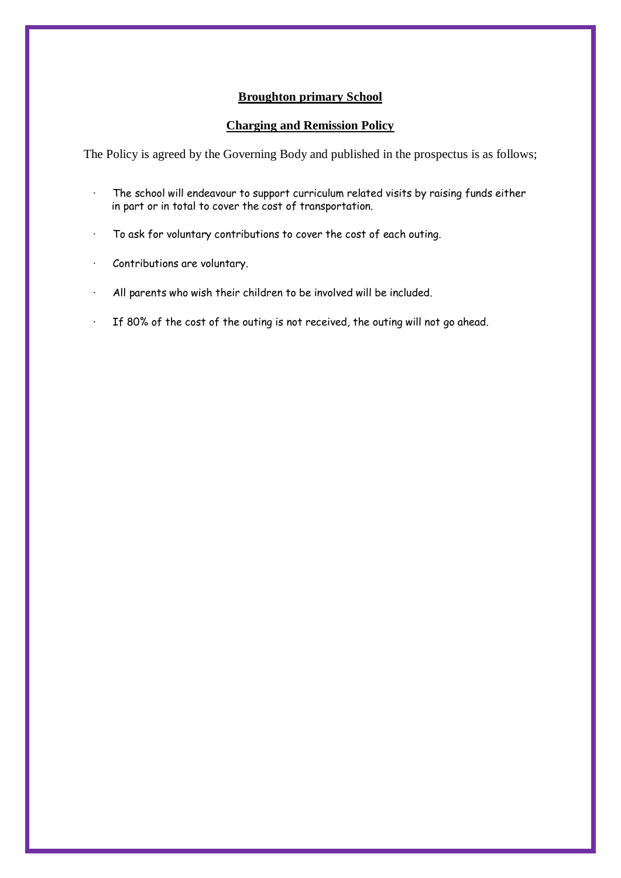**Broughton primary School**

**Charging and Remission Policy**

The Policy is agreed by the Governing Body and published in the prospectus is as follows;

- The school will endeavour to support curriculum related visits by raising funds either in part or in total to cover the cost of transportation.
- To ask for voluntary contributions to cover the cost of each outing.
- Contributions are voluntary.
- All parents who wish their children to be involved will be included.
- If 80% of the cost of the outing is not received, the outing will not go ahead.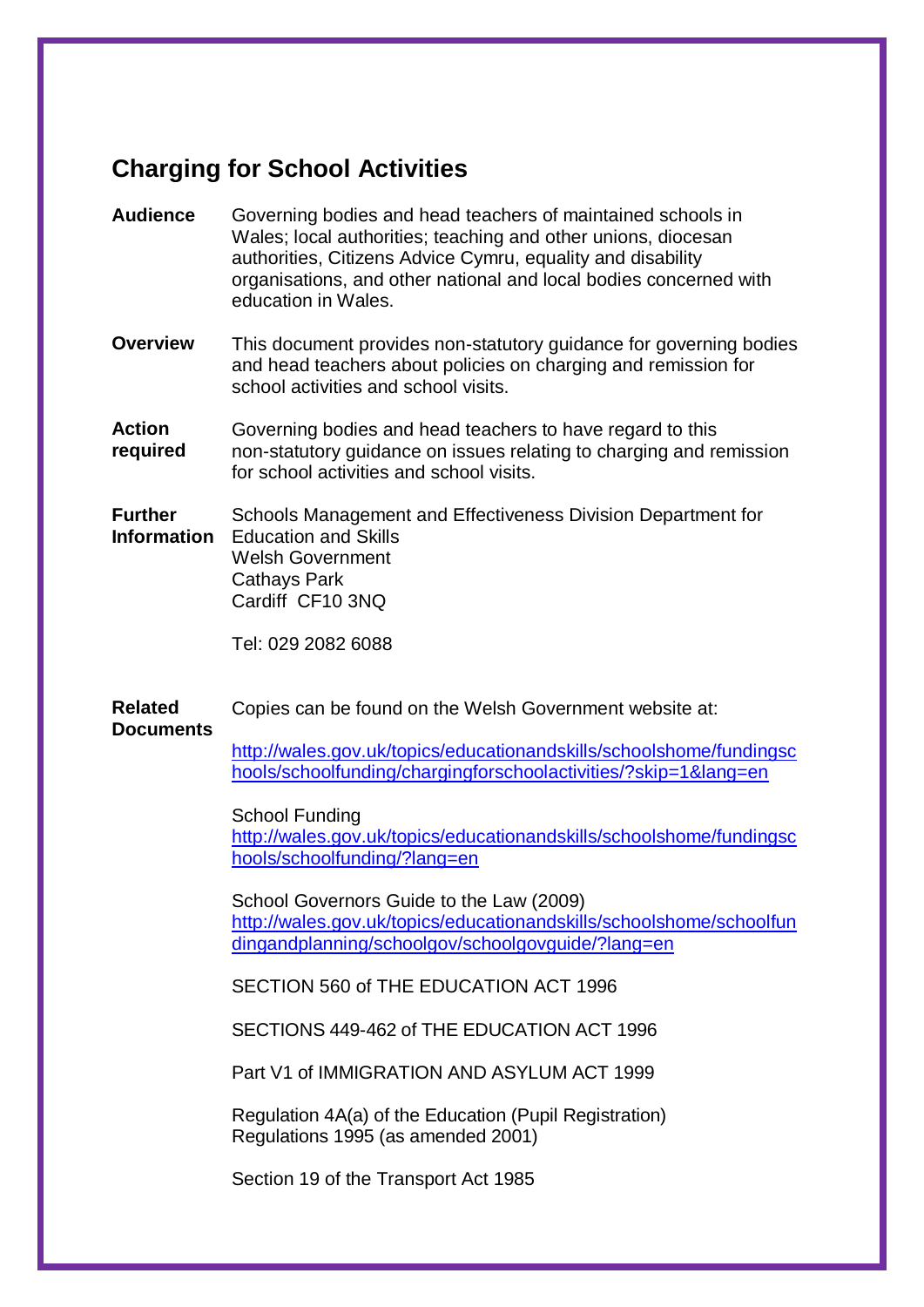# Charging for School Activities

**Audience** Governing bodies and head teachers of maintained schools in Wales; local authorities; teaching and other unions, diocesan authorities, Citizens Advice Cymru, equality and disability organisations, and other national and local bodies concerned with education in Wales.

**Overview** This document provides non-statutory guidance for governing bodies and head teachers about policies on charging and remission for school activities and school visits.

**Action required** Governing bodies and head teachers to have regard to this non-statutory guidance on issues relating to charging and remission for school activities and school visits.

**Further Information** Schools Management and Effectiveness Division Department for Education and Skills
Welsh Government
Cathays Park
Cardiff CF10 3NQ

Tel: 029 2082 6088

**Related Documents** Copies can be found on the Welsh Government website at:

http://wales.gov.uk/topics/educationandskills/schoolshome/fundingschools/schoolfunding/chargingforschoolactivities/?skip=1&lang=en

School Funding
http://wales.gov.uk/topics/educationandskills/schoolshome/fundingschools/schoolfunding/?lang=en

School Governors Guide to the Law (2009)
http://wales.gov.uk/topics/educationandskills/schoolshome/schoolfundingandplanning/schoolgov/schoolgovguide/?lang=en

SECTION 560 of THE EDUCATION ACT 1996

SECTIONS 449-462 of THE EDUCATION ACT 1996

Part V1 of IMMIGRATION AND ASYLUM ACT 1999

Regulation 4A(a) of the Education (Pupil Registration) Regulations 1995 (as amended 2001)

Section 19 of the Transport Act 1985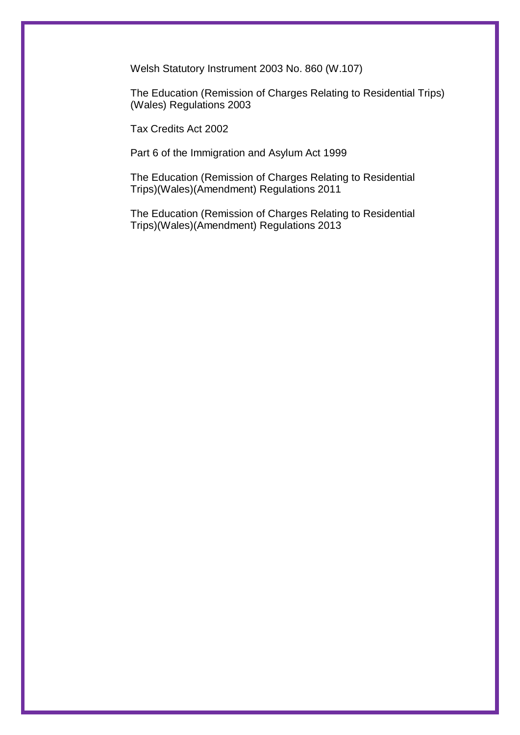Welsh Statutory Instrument 2003 No. 860 (W.107)

The Education (Remission of Charges Relating to Residential Trips) (Wales) Regulations 2003

Tax Credits Act 2002

Part 6 of the Immigration and Asylum Act 1999

The Education (Remission of Charges Relating to Residential Trips)(Wales)(Amendment) Regulations 2011

The Education (Remission of Charges Relating to Residential Trips)(Wales)(Amendment) Regulations 2013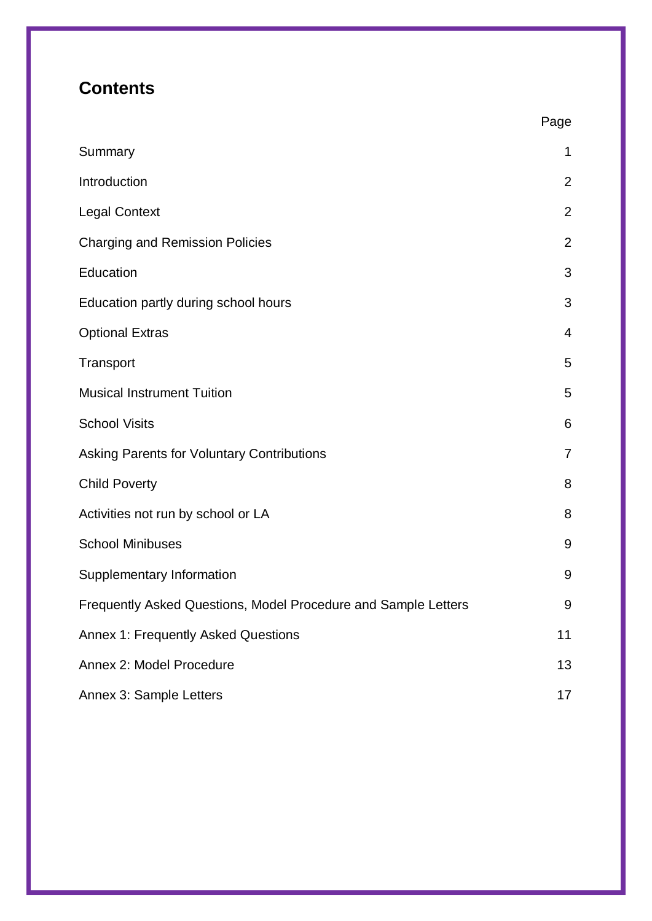## Contents

| | Page |
|---|---|
| Summary | 1 |
| Introduction | 2 |
| Legal Context | 2 |
| Charging and Remission Policies | 2 |
| Education | 3 |
| Education partly during school hours | 3 |
| Optional Extras | 4 |
| Transport | 5 |
| Musical Instrument Tuition | 5 |
| School Visits | 6 |
| Asking Parents for Voluntary Contributions | 7 |
| Child Poverty | 8 |
| Activities not run by school or LA | 8 |
| School Minibuses | 9 |
| Supplementary Information | 9 |
| Frequently Asked Questions, Model Procedure and Sample Letters | 9 |
| Annex 1: Frequently Asked Questions | 11 |
| Annex 2: Model Procedure | 13 |
| Annex 3: Sample Letters | 17 |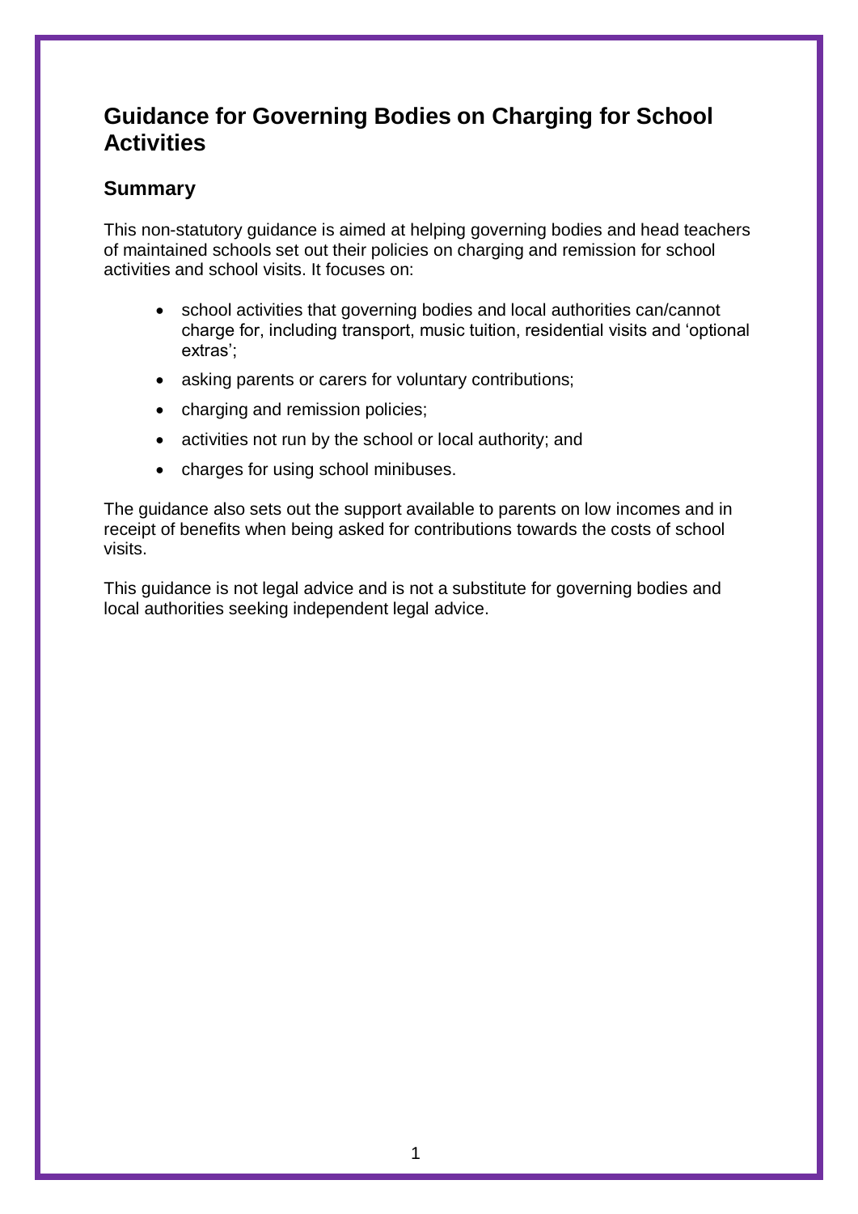# Guidance for Governing Bodies on Charging for School Activities

## Summary

This non-statutory guidance is aimed at helping governing bodies and head teachers of maintained schools set out their policies on charging and remission for school activities and school visits. It focuses on:

- school activities that governing bodies and local authorities can/cannot charge for, including transport, music tuition, residential visits and 'optional extras';
- asking parents or carers for voluntary contributions;
- charging and remission policies;
- activities not run by the school or local authority; and
- charges for using school minibuses.

The guidance also sets out the support available to parents on low incomes and in receipt of benefits when being asked for contributions towards the costs of school visits.

This guidance is not legal advice and is not a substitute for governing bodies and local authorities seeking independent legal advice.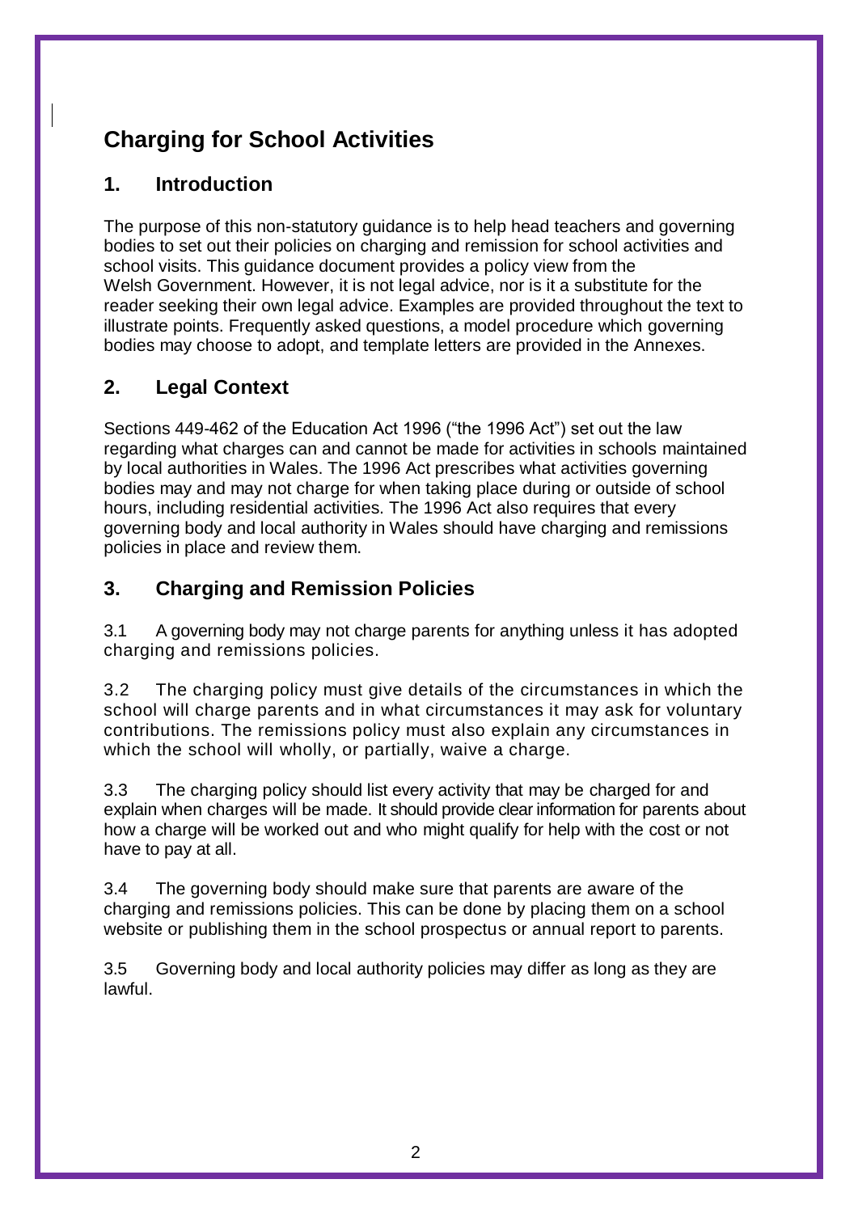# Charging for School Activities

## 1. Introduction

The purpose of this non-statutory guidance is to help head teachers and governing bodies to set out their policies on charging and remission for school activities and school visits. This guidance document provides a policy view from the Welsh Government. However, it is not legal advice, nor is it a substitute for the reader seeking their own legal advice. Examples are provided throughout the text to illustrate points. Frequently asked questions, a model procedure which governing bodies may choose to adopt, and template letters are provided in the Annexes.

## 2. Legal Context

Sections 449-462 of the Education Act 1996 ("the 1996 Act") set out the law regarding what charges can and cannot be made for activities in schools maintained by local authorities in Wales. The 1996 Act prescribes what activities governing bodies may and may not charge for when taking place during or outside of school hours, including residential activities. The 1996 Act also requires that every governing body and local authority in Wales should have charging and remissions policies in place and review them.

## 3. Charging and Remission Policies

3.1 A governing body may not charge parents for anything unless it has adopted charging and remissions policies.

3.2 The charging policy must give details of the circumstances in which the school will charge parents and in what circumstances it may ask for voluntary contributions. The remissions policy must also explain any circumstances in which the school will wholly, or partially, waive a charge.

3.3 The charging policy should list every activity that may be charged for and explain when charges will be made. It should provide clear information for parents about how a charge will be worked out and who might qualify for help with the cost or not have to pay at all.

3.4 The governing body should make sure that parents are aware of the charging and remissions policies. This can be done by placing them on a school website or publishing them in the school prospectus or annual report to parents.

3.5 Governing body and local authority policies may differ as long as they are lawful.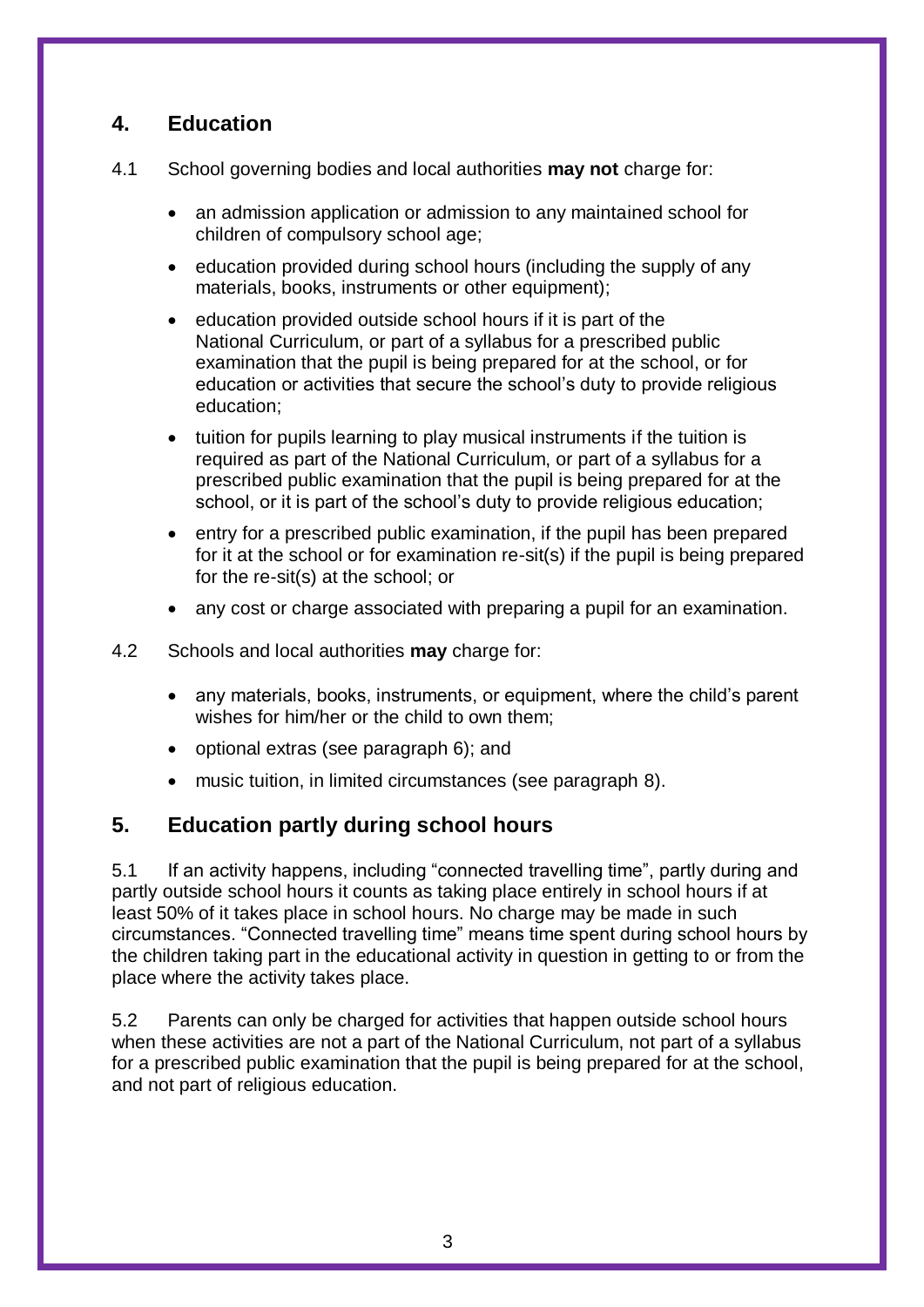## 4. Education

4.1 School governing bodies and local authorities **may not** charge for:

- an admission application or admission to any maintained school for children of compulsory school age;
- education provided during school hours (including the supply of any materials, books, instruments or other equipment);
- education provided outside school hours if it is part of the National Curriculum, or part of a syllabus for a prescribed public examination that the pupil is being prepared for at the school, or for education or activities that secure the school's duty to provide religious education;
- tuition for pupils learning to play musical instruments if the tuition is required as part of the National Curriculum, or part of a syllabus for a prescribed public examination that the pupil is being prepared for at the school, or it is part of the school's duty to provide religious education;
- entry for a prescribed public examination, if the pupil has been prepared for it at the school or for examination re-sit(s) if the pupil is being prepared for the re-sit(s) at the school; or
- any cost or charge associated with preparing a pupil for an examination.

4.2 Schools and local authorities **may** charge for:

- any materials, books, instruments, or equipment, where the child's parent wishes for him/her or the child to own them;
- optional extras (see paragraph 6); and
- music tuition, in limited circumstances (see paragraph 8).

## 5. Education partly during school hours

5.1 If an activity happens, including "connected travelling time", partly during and partly outside school hours it counts as taking place entirely in school hours if at least 50% of it takes place in school hours. No charge may be made in such circumstances. "Connected travelling time" means time spent during school hours by the children taking part in the educational activity in question in getting to or from the place where the activity takes place.

5.2 Parents can only be charged for activities that happen outside school hours when these activities are not a part of the National Curriculum, not part of a syllabus for a prescribed public examination that the pupil is being prepared for at the school, and not part of religious education.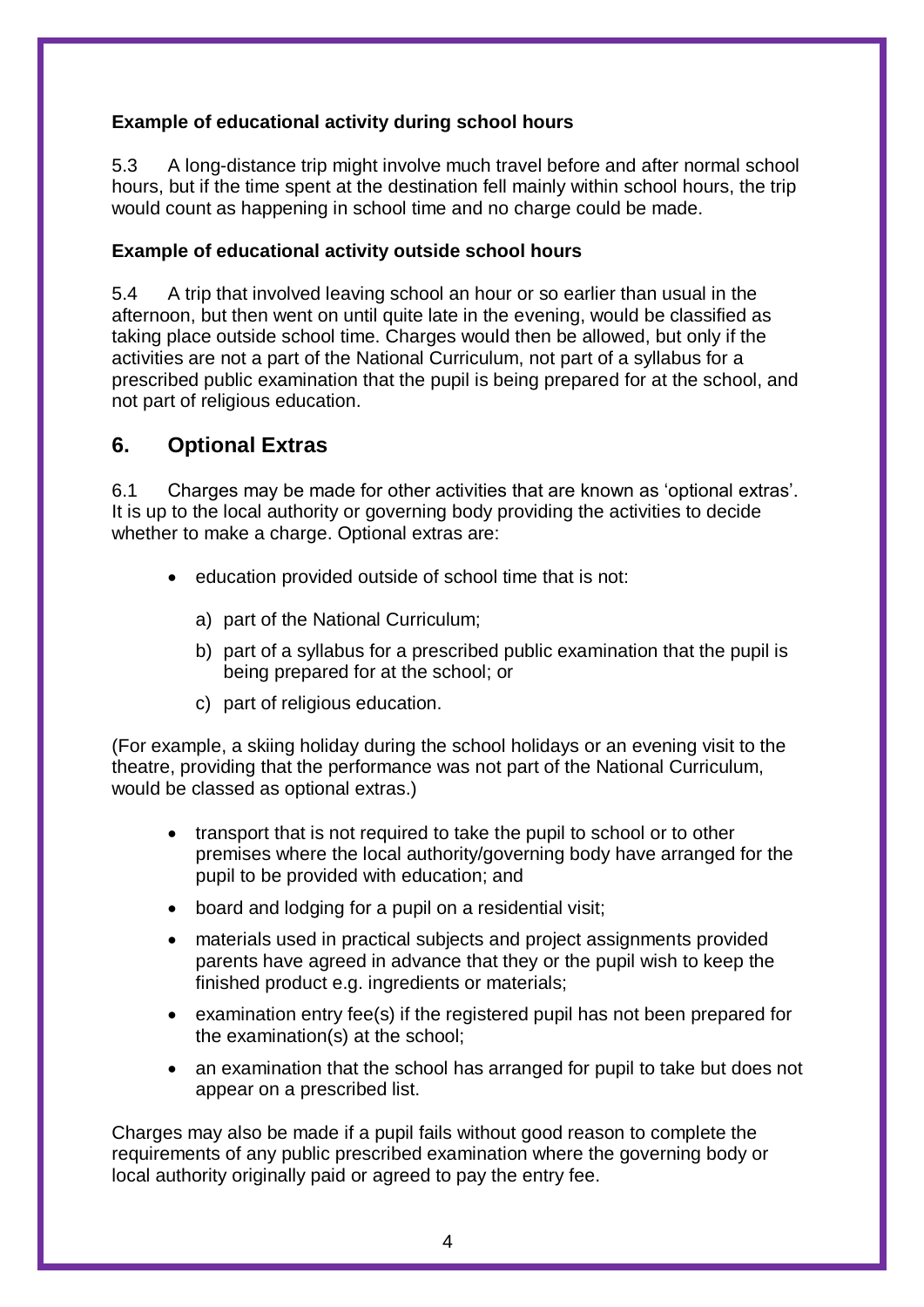**Example of educational activity during school hours**

5.3 A long-distance trip might involve much travel before and after normal school hours, but if the time spent at the destination fell mainly within school hours, the trip would count as happening in school time and no charge could be made.

**Example of educational activity outside school hours**

5.4 A trip that involved leaving school an hour or so earlier than usual in the afternoon, but then went on until quite late in the evening, would be classified as taking place outside school time. Charges would then be allowed, but only if the activities are not a part of the National Curriculum, not part of a syllabus for a prescribed public examination that the pupil is being prepared for at the school, and not part of religious education.

## 6. Optional Extras

6.1 Charges may be made for other activities that are known as 'optional extras'. It is up to the local authority or governing body providing the activities to decide whether to make a charge. Optional extras are:

- education provided outside of school time that is not:
  a) part of the National Curriculum;
  b) part of a syllabus for a prescribed public examination that the pupil is being prepared for at the school; or
  c) part of religious education.

(For example, a skiing holiday during the school holidays or an evening visit to the theatre, providing that the performance was not part of the National Curriculum, would be classed as optional extras.)

- transport that is not required to take the pupil to school or to other premises where the local authority/governing body have arranged for the pupil to be provided with education; and
- board and lodging for a pupil on a residential visit;
- materials used in practical subjects and project assignments provided parents have agreed in advance that they or the pupil wish to keep the finished product e.g. ingredients or materials;
- examination entry fee(s) if the registered pupil has not been prepared for the examination(s) at the school;
- an examination that the school has arranged for pupil to take but does not appear on a prescribed list.

Charges may also be made if a pupil fails without good reason to complete the requirements of any public prescribed examination where the governing body or local authority originally paid or agreed to pay the entry fee.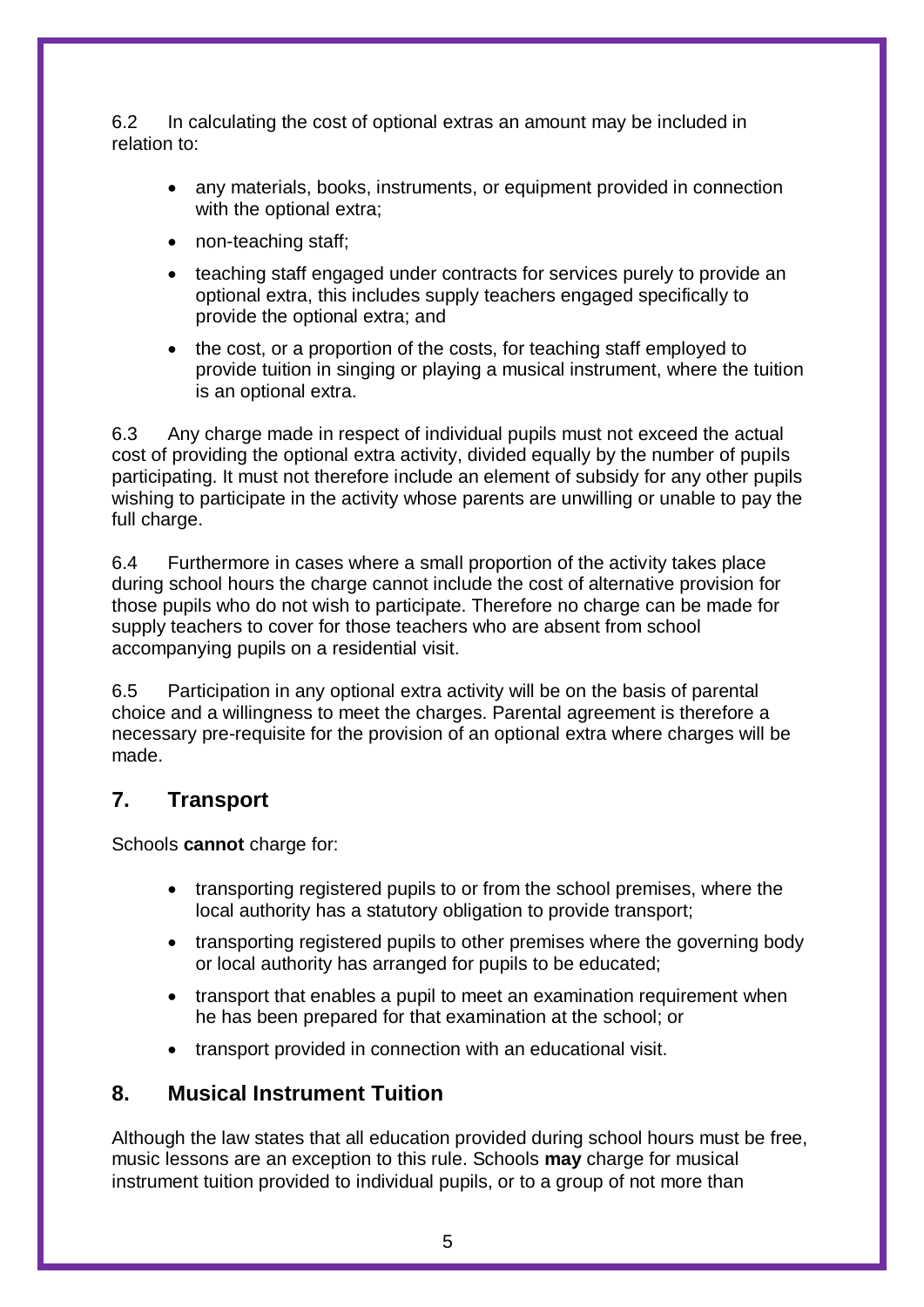6.2 In calculating the cost of optional extras an amount may be included in relation to:

- any materials, books, instruments, or equipment provided in connection with the optional extra;
- non-teaching staff;
- teaching staff engaged under contracts for services purely to provide an optional extra, this includes supply teachers engaged specifically to provide the optional extra; and
- the cost, or a proportion of the costs, for teaching staff employed to provide tuition in singing or playing a musical instrument, where the tuition is an optional extra.

6.3 Any charge made in respect of individual pupils must not exceed the actual cost of providing the optional extra activity, divided equally by the number of pupils participating. It must not therefore include an element of subsidy for any other pupils wishing to participate in the activity whose parents are unwilling or unable to pay the full charge.

6.4 Furthermore in cases where a small proportion of the activity takes place during school hours the charge cannot include the cost of alternative provision for those pupils who do not wish to participate. Therefore no charge can be made for supply teachers to cover for those teachers who are absent from school accompanying pupils on a residential visit.

6.5 Participation in any optional extra activity will be on the basis of parental choice and a willingness to meet the charges. Parental agreement is therefore a necessary pre-requisite for the provision of an optional extra where charges will be made.

## 7. Transport

Schools **cannot** charge for:

- transporting registered pupils to or from the school premises, where the local authority has a statutory obligation to provide transport;
- transporting registered pupils to other premises where the governing body or local authority has arranged for pupils to be educated;
- transport that enables a pupil to meet an examination requirement when he has been prepared for that examination at the school; or
- transport provided in connection with an educational visit.

## 8. Musical Instrument Tuition

Although the law states that all education provided during school hours must be free, music lessons are an exception to this rule. Schools **may** charge for musical instrument tuition provided to individual pupils, or to a group of not more than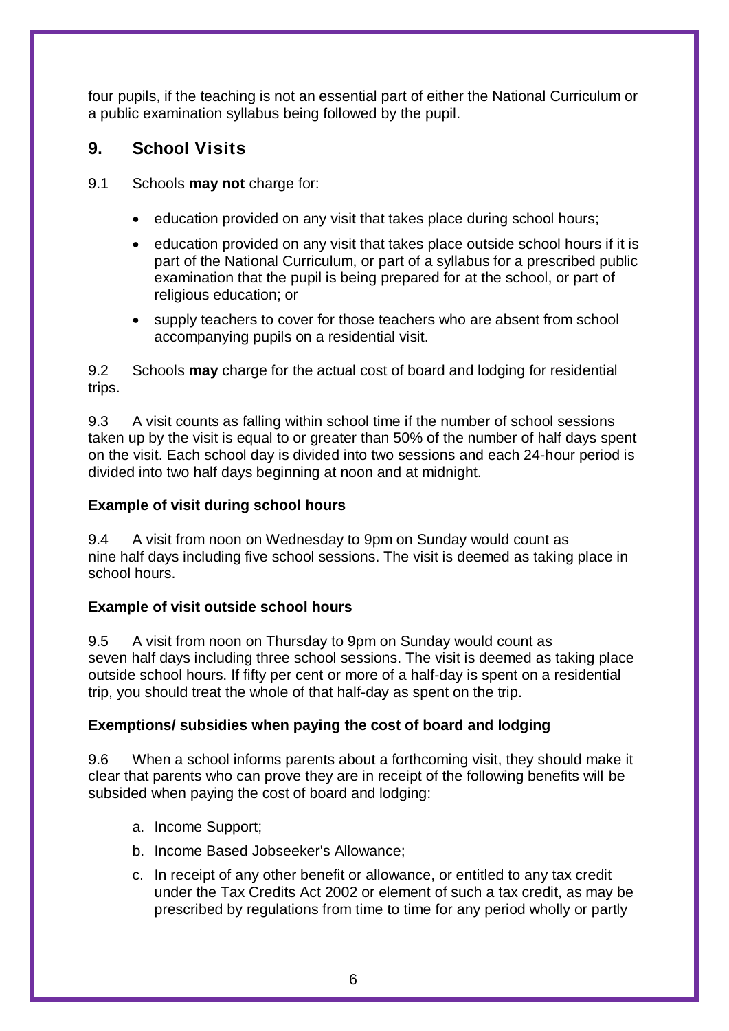four pupils, if the teaching is not an essential part of either the National Curriculum or a public examination syllabus being followed by the pupil.

## 9. School Visits

9.1 Schools **may not** charge for:

- education provided on any visit that takes place during school hours;
- education provided on any visit that takes place outside school hours if it is part of the National Curriculum, or part of a syllabus for a prescribed public examination that the pupil is being prepared for at the school, or part of religious education; or
- supply teachers to cover for those teachers who are absent from school accompanying pupils on a residential visit.

9.2 Schools **may** charge for the actual cost of board and lodging for residential trips.

9.3 A visit counts as falling within school time if the number of school sessions taken up by the visit is equal to or greater than 50% of the number of half days spent on the visit. Each school day is divided into two sessions and each 24-hour period is divided into two half days beginning at noon and at midnight.

**Example of visit during school hours**

9.4 A visit from noon on Wednesday to 9pm on Sunday would count as nine half days including five school sessions. The visit is deemed as taking place in school hours.

**Example of visit outside school hours**

9.5 A visit from noon on Thursday to 9pm on Sunday would count as seven half days including three school sessions. The visit is deemed as taking place outside school hours. If fifty per cent or more of a half-day is spent on a residential trip, you should treat the whole of that half-day as spent on the trip.

**Exemptions/ subsidies when paying the cost of board and lodging**

9.6 When a school informs parents about a forthcoming visit, they should make it clear that parents who can prove they are in receipt of the following benefits will be subsided when paying the cost of board and lodging:

a. Income Support;

b. Income Based Jobseeker's Allowance;

c. In receipt of any other benefit or allowance, or entitled to any tax credit under the Tax Credits Act 2002 or element of such a tax credit, as may be prescribed by regulations from time to time for any period wholly or partly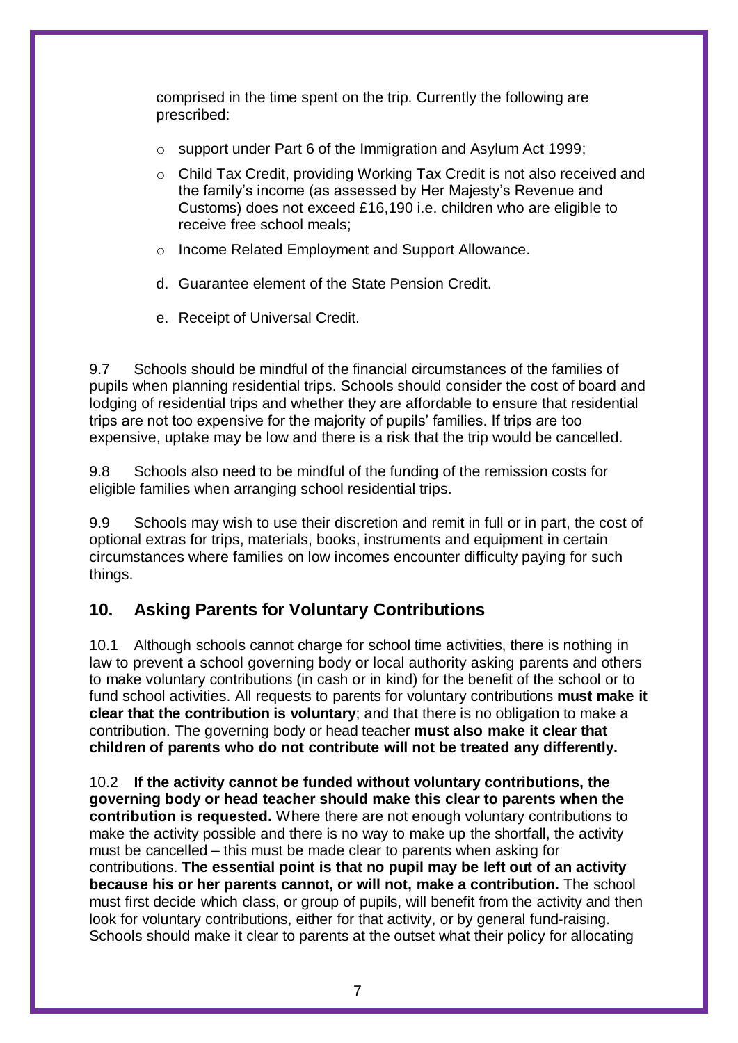comprised in the time spent on the trip. Currently the following are prescribed:

- support under Part 6 of the Immigration and Asylum Act 1999;
- Child Tax Credit, providing Working Tax Credit is not also received and the family's income (as assessed by Her Majesty's Revenue and Customs) does not exceed £16,190 i.e. children who are eligible to receive free school meals;
- Income Related Employment and Support Allowance.

d. Guarantee element of the State Pension Credit.

e. Receipt of Universal Credit.

9.7 Schools should be mindful of the financial circumstances of the families of pupils when planning residential trips. Schools should consider the cost of board and lodging of residential trips and whether they are affordable to ensure that residential trips are not too expensive for the majority of pupils' families. If trips are too expensive, uptake may be low and there is a risk that the trip would be cancelled.

9.8 Schools also need to be mindful of the funding of the remission costs for eligible families when arranging school residential trips.

9.9 Schools may wish to use their discretion and remit in full or in part, the cost of optional extras for trips, materials, books, instruments and equipment in certain circumstances where families on low incomes encounter difficulty paying for such things.

## 10. Asking Parents for Voluntary Contributions

10.1 Although schools cannot charge for school time activities, there is nothing in law to prevent a school governing body or local authority asking parents and others to make voluntary contributions (in cash or in kind) for the benefit of the school or to fund school activities. All requests to parents for voluntary contributions **must make it clear that the contribution is voluntary**; and that there is no obligation to make a contribution. The governing body or head teacher **must also make it clear that children of parents who do not contribute will not be treated any differently.**

10.2 **If the activity cannot be funded without voluntary contributions, the governing body or head teacher should make this clear to parents when the contribution is requested.** Where there are not enough voluntary contributions to make the activity possible and there is no way to make up the shortfall, the activity must be cancelled – this must be made clear to parents when asking for contributions. **The essential point is that no pupil may be left out of an activity because his or her parents cannot, or will not, make a contribution.** The school must first decide which class, or group of pupils, will benefit from the activity and then look for voluntary contributions, either for that activity, or by general fund-raising. Schools should make it clear to parents at the outset what their policy for allocating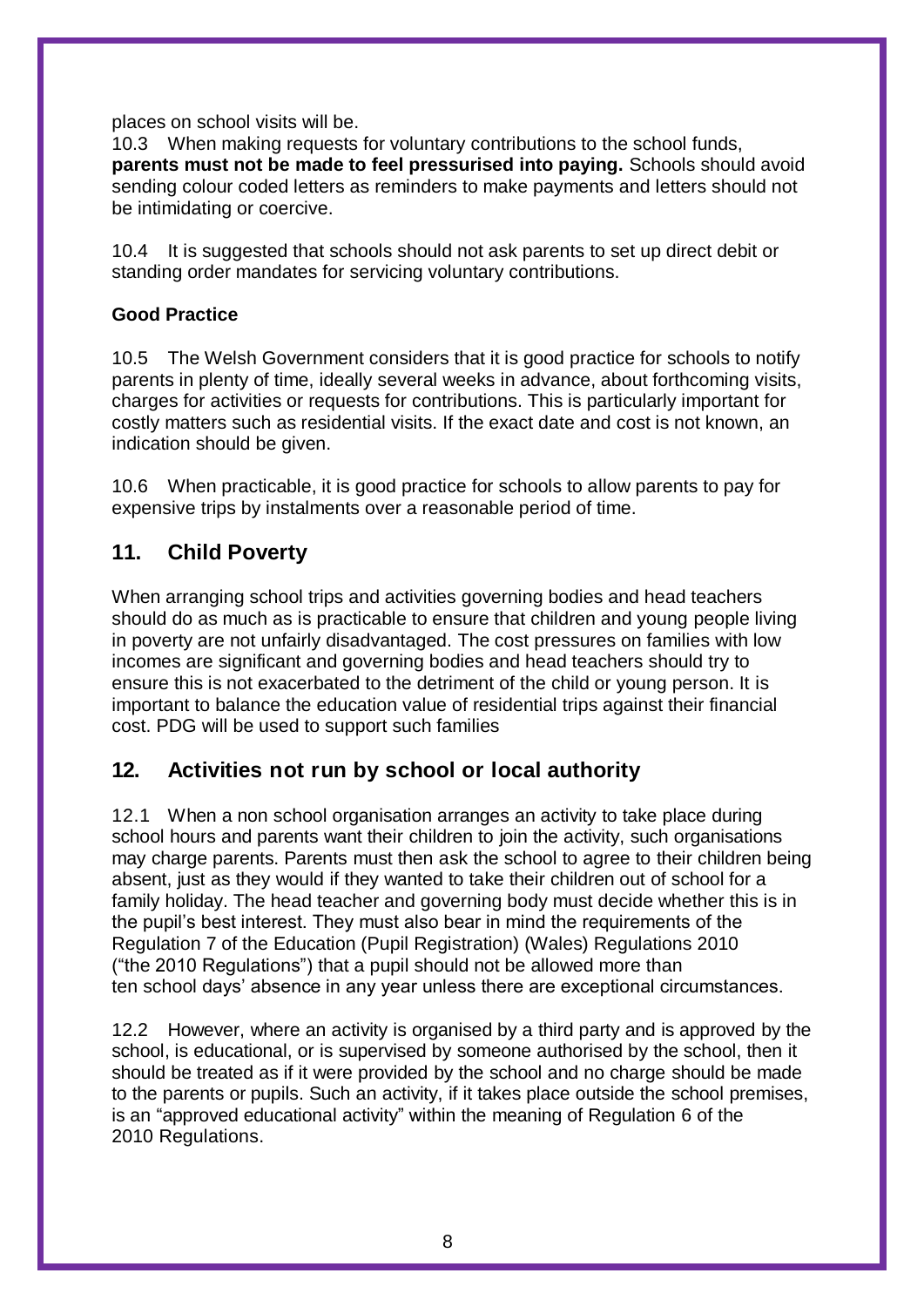places on school visits will be.

10.3 When making requests for voluntary contributions to the school funds, **parents must not be made to feel pressurised into paying.** Schools should avoid sending colour coded letters as reminders to make payments and letters should not be intimidating or coercive.

10.4 It is suggested that schools should not ask parents to set up direct debit or standing order mandates for servicing voluntary contributions.

**Good Practice**

10.5 The Welsh Government considers that it is good practice for schools to notify parents in plenty of time, ideally several weeks in advance, about forthcoming visits, charges for activities or requests for contributions. This is particularly important for costly matters such as residential visits. If the exact date and cost is not known, an indication should be given.

10.6 When practicable, it is good practice for schools to allow parents to pay for expensive trips by instalments over a reasonable period of time.

## 11. Child Poverty

When arranging school trips and activities governing bodies and head teachers should do as much as is practicable to ensure that children and young people living in poverty are not unfairly disadvantaged. The cost pressures on families with low incomes are significant and governing bodies and head teachers should try to ensure this is not exacerbated to the detriment of the child or young person. It is important to balance the education value of residential trips against their financial cost. PDG will be used to support such families

## 12. Activities not run by school or local authority

12.1 When a non school organisation arranges an activity to take place during school hours and parents want their children to join the activity, such organisations may charge parents. Parents must then ask the school to agree to their children being absent, just as they would if they wanted to take their children out of school for a family holiday. The head teacher and governing body must decide whether this is in the pupil's best interest. They must also bear in mind the requirements of the Regulation 7 of the Education (Pupil Registration) (Wales) Regulations 2010 ("the 2010 Regulations") that a pupil should not be allowed more than ten school days' absence in any year unless there are exceptional circumstances.

12.2 However, where an activity is organised by a third party and is approved by the school, is educational, or is supervised by someone authorised by the school, then it should be treated as if it were provided by the school and no charge should be made to the parents or pupils. Such an activity, if it takes place outside the school premises, is an "approved educational activity" within the meaning of Regulation 6 of the 2010 Regulations.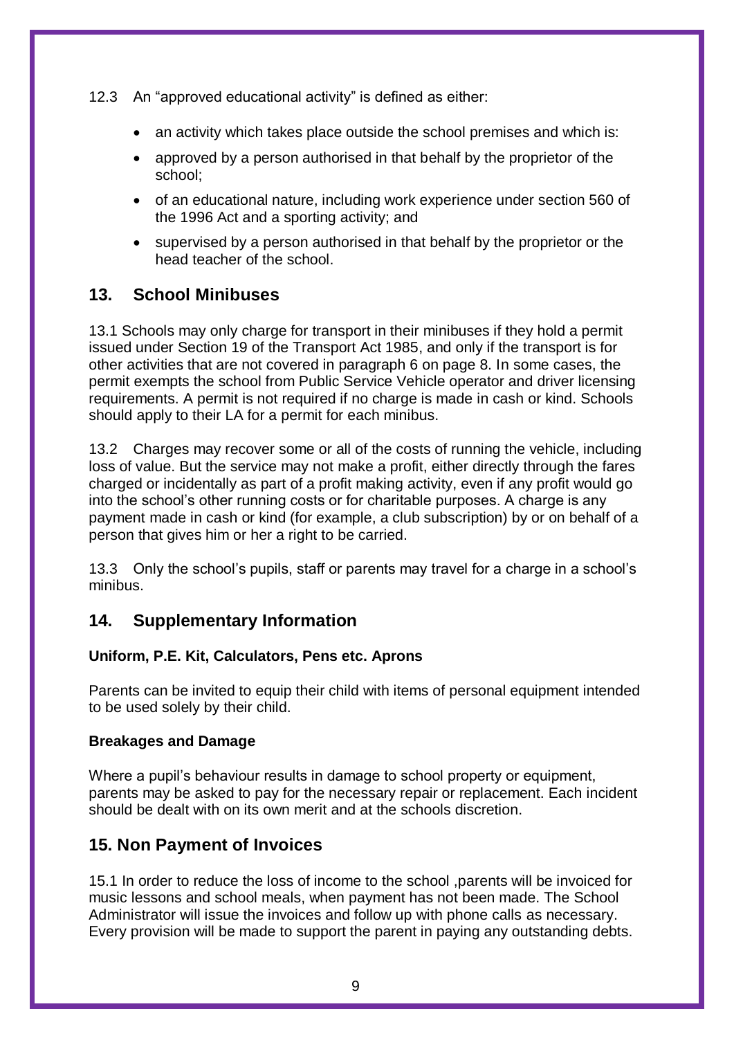12.3 An "approved educational activity" is defined as either:

- an activity which takes place outside the school premises and which is:
- approved by a person authorised in that behalf by the proprietor of the school;
- of an educational nature, including work experience under section 560 of the 1996 Act and a sporting activity; and
- supervised by a person authorised in that behalf by the proprietor or the head teacher of the school.

## 13. School Minibuses

13.1 Schools may only charge for transport in their minibuses if they hold a permit issued under Section 19 of the Transport Act 1985, and only if the transport is for other activities that are not covered in paragraph 6 on page 8. In some cases, the permit exempts the school from Public Service Vehicle operator and driver licensing requirements. A permit is not required if no charge is made in cash or kind. Schools should apply to their LA for a permit for each minibus.

13.2 Charges may recover some or all of the costs of running the vehicle, including loss of value. But the service may not make a profit, either directly through the fares charged or incidentally as part of a profit making activity, even if any profit would go into the school's other running costs or for charitable purposes. A charge is any payment made in cash or kind (for example, a club subscription) by or on behalf of a person that gives him or her a right to be carried.

13.3 Only the school's pupils, staff or parents may travel for a charge in a school's minibus.

## 14. Supplementary Information

**Uniform, P.E. Kit, Calculators, Pens etc. Aprons**

Parents can be invited to equip their child with items of personal equipment intended to be used solely by their child.

**Breakages and Damage**

Where a pupil's behaviour results in damage to school property or equipment, parents may be asked to pay for the necessary repair or replacement. Each incident should be dealt with on its own merit and at the schools discretion.

## 15. Non Payment of Invoices

15.1 In order to reduce the loss of income to the school ,parents will be invoiced for music lessons and school meals, when payment has not been made. The School Administrator will issue the invoices and follow up with phone calls as necessary. Every provision will be made to support the parent in paying any outstanding debts.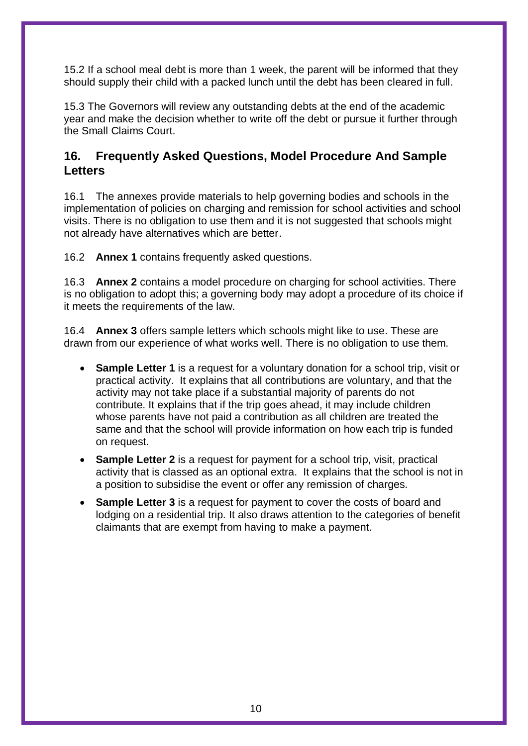15.2 If a school meal debt is more than 1 week, the parent will be informed that they should supply their child with a packed lunch until the debt has been cleared in full.

15.3 The Governors will review any outstanding debts at the end of the academic year and make the decision whether to write off the debt or pursue it further through the Small Claims Court.

## 16. Frequently Asked Questions, Model Procedure And Sample Letters

16.1 The annexes provide materials to help governing bodies and schools in the implementation of policies on charging and remission for school activities and school visits. There is no obligation to use them and it is not suggested that schools might not already have alternatives which are better.

16.2 **Annex 1** contains frequently asked questions.

16.3 **Annex 2** contains a model procedure on charging for school activities. There is no obligation to adopt this; a governing body may adopt a procedure of its choice if it meets the requirements of the law.

16.4 **Annex 3** offers sample letters which schools might like to use. These are drawn from our experience of what works well. There is no obligation to use them.

- **Sample Letter 1** is a request for a voluntary donation for a school trip, visit or practical activity. It explains that all contributions are voluntary, and that the activity may not take place if a substantial majority of parents do not contribute. It explains that if the trip goes ahead, it may include children whose parents have not paid a contribution as all children are treated the same and that the school will provide information on how each trip is funded on request.
- **Sample Letter 2** is a request for payment for a school trip, visit, practical activity that is classed as an optional extra. It explains that the school is not in a position to subsidise the event or offer any remission of charges.
- **Sample Letter 3** is a request for payment to cover the costs of board and lodging on a residential trip. It also draws attention to the categories of benefit claimants that are exempt from having to make a payment.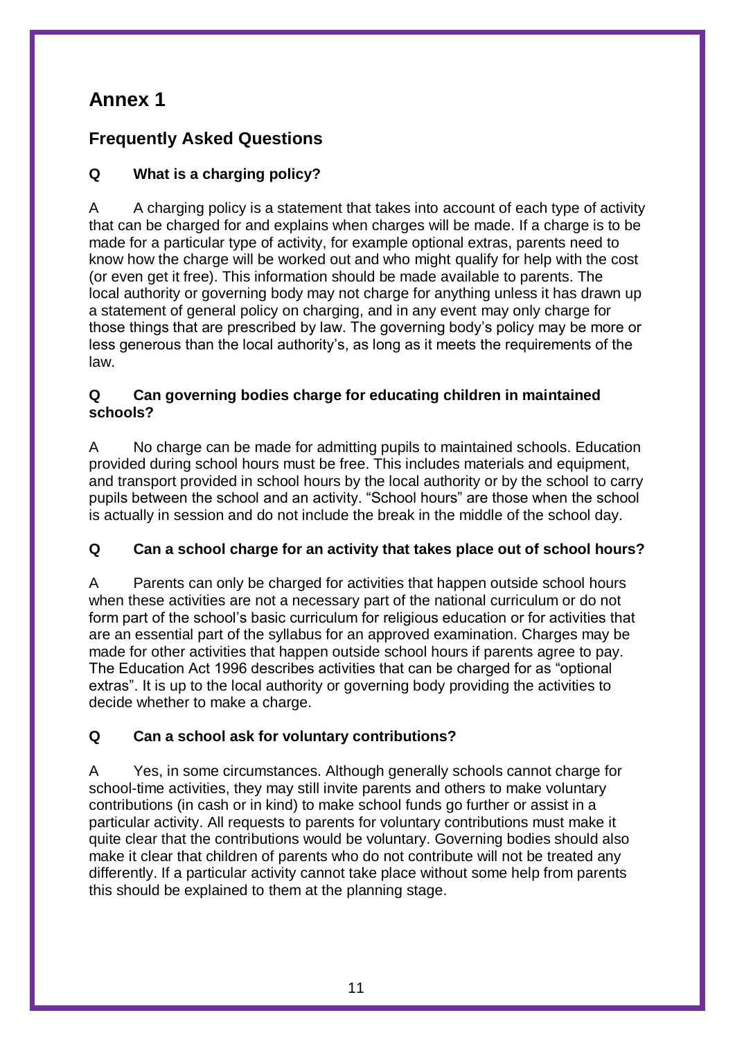# Annex 1

## Frequently Asked Questions

### Q What is a charging policy?

A A charging policy is a statement that takes into account of each type of activity that can be charged for and explains when charges will be made. If a charge is to be made for a particular type of activity, for example optional extras, parents need to know how the charge will be worked out and who might qualify for help with the cost (or even get it free). This information should be made available to parents. The local authority or governing body may not charge for anything unless it has drawn up a statement of general policy on charging, and in any event may only charge for those things that are prescribed by law. The governing body's policy may be more or less generous than the local authority's, as long as it meets the requirements of the law.

### Q Can governing bodies charge for educating children in maintained schools?

A No charge can be made for admitting pupils to maintained schools. Education provided during school hours must be free. This includes materials and equipment, and transport provided in school hours by the local authority or by the school to carry pupils between the school and an activity. "School hours" are those when the school is actually in session and do not include the break in the middle of the school day.

### Q Can a school charge for an activity that takes place out of school hours?

A Parents can only be charged for activities that happen outside school hours when these activities are not a necessary part of the national curriculum or do not form part of the school's basic curriculum for religious education or for activities that are an essential part of the syllabus for an approved examination. Charges may be made for other activities that happen outside school hours if parents agree to pay. The Education Act 1996 describes activities that can be charged for as "optional extras". It is up to the local authority or governing body providing the activities to decide whether to make a charge.

### Q Can a school ask for voluntary contributions?

A Yes, in some circumstances. Although generally schools cannot charge for school-time activities, they may still invite parents and others to make voluntary contributions (in cash or in kind) to make school funds go further or assist in a particular activity. All requests to parents for voluntary contributions must make it quite clear that the contributions would be voluntary. Governing bodies should also make it clear that children of parents who do not contribute will not be treated any differently. If a particular activity cannot take place without some help from parents this should be explained to them at the planning stage.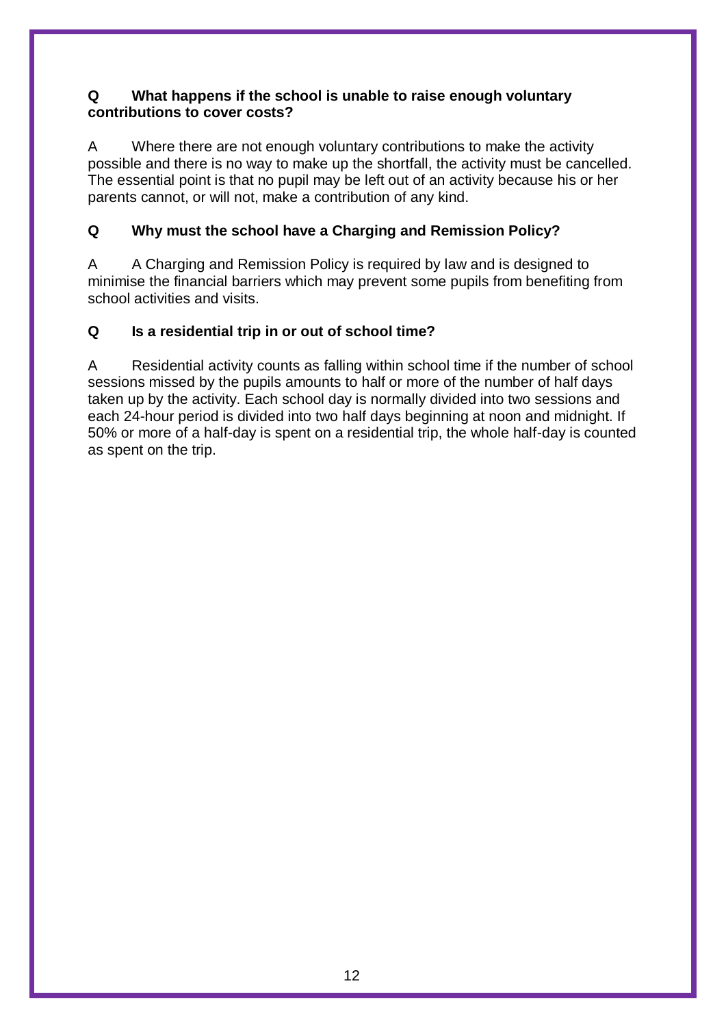**Q What happens if the school is unable to raise enough voluntary contributions to cover costs?**

A Where there are not enough voluntary contributions to make the activity possible and there is no way to make up the shortfall, the activity must be cancelled. The essential point is that no pupil may be left out of an activity because his or her parents cannot, or will not, make a contribution of any kind.

**Q Why must the school have a Charging and Remission Policy?**

A A Charging and Remission Policy is required by law and is designed to minimise the financial barriers which may prevent some pupils from benefiting from school activities and visits.

**Q Is a residential trip in or out of school time?**

A Residential activity counts as falling within school time if the number of school sessions missed by the pupils amounts to half or more of the number of half days taken up by the activity. Each school day is normally divided into two sessions and each 24-hour period is divided into two half days beginning at noon and midnight. If 50% or more of a half-day is spent on a residential trip, the whole half-day is counted as spent on the trip.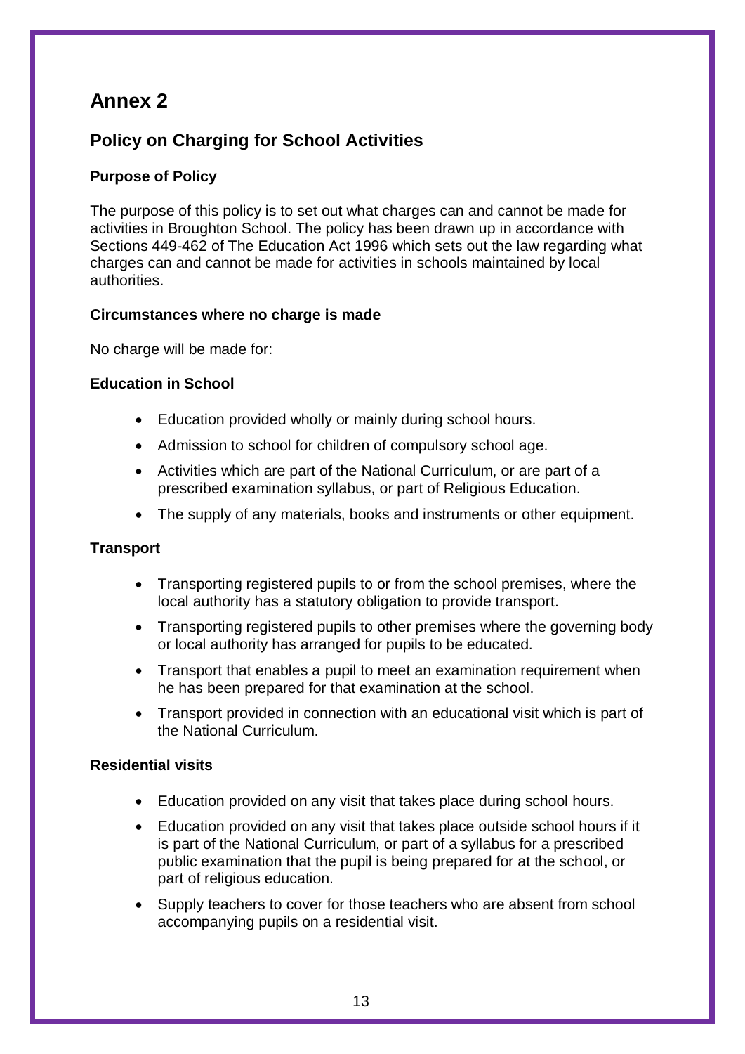# Annex 2

## Policy on Charging for School Activities

### Purpose of Policy

The purpose of this policy is to set out what charges can and cannot be made for activities in Broughton School. The policy has been drawn up in accordance with Sections 449-462 of The Education Act 1996 which sets out the law regarding what charges can and cannot be made for activities in schools maintained by local authorities.

### Circumstances where no charge is made

No charge will be made for:

### Education in School

- Education provided wholly or mainly during school hours.
- Admission to school for children of compulsory school age.
- Activities which are part of the National Curriculum, or are part of a prescribed examination syllabus, or part of Religious Education.
- The supply of any materials, books and instruments or other equipment.

### Transport

- Transporting registered pupils to or from the school premises, where the local authority has a statutory obligation to provide transport.
- Transporting registered pupils to other premises where the governing body or local authority has arranged for pupils to be educated.
- Transport that enables a pupil to meet an examination requirement when he has been prepared for that examination at the school.
- Transport provided in connection with an educational visit which is part of the National Curriculum.

### Residential visits

- Education provided on any visit that takes place during school hours.
- Education provided on any visit that takes place outside school hours if it is part of the National Curriculum, or part of a syllabus for a prescribed public examination that the pupil is being prepared for at the school, or part of religious education.
- Supply teachers to cover for those teachers who are absent from school accompanying pupils on a residential visit.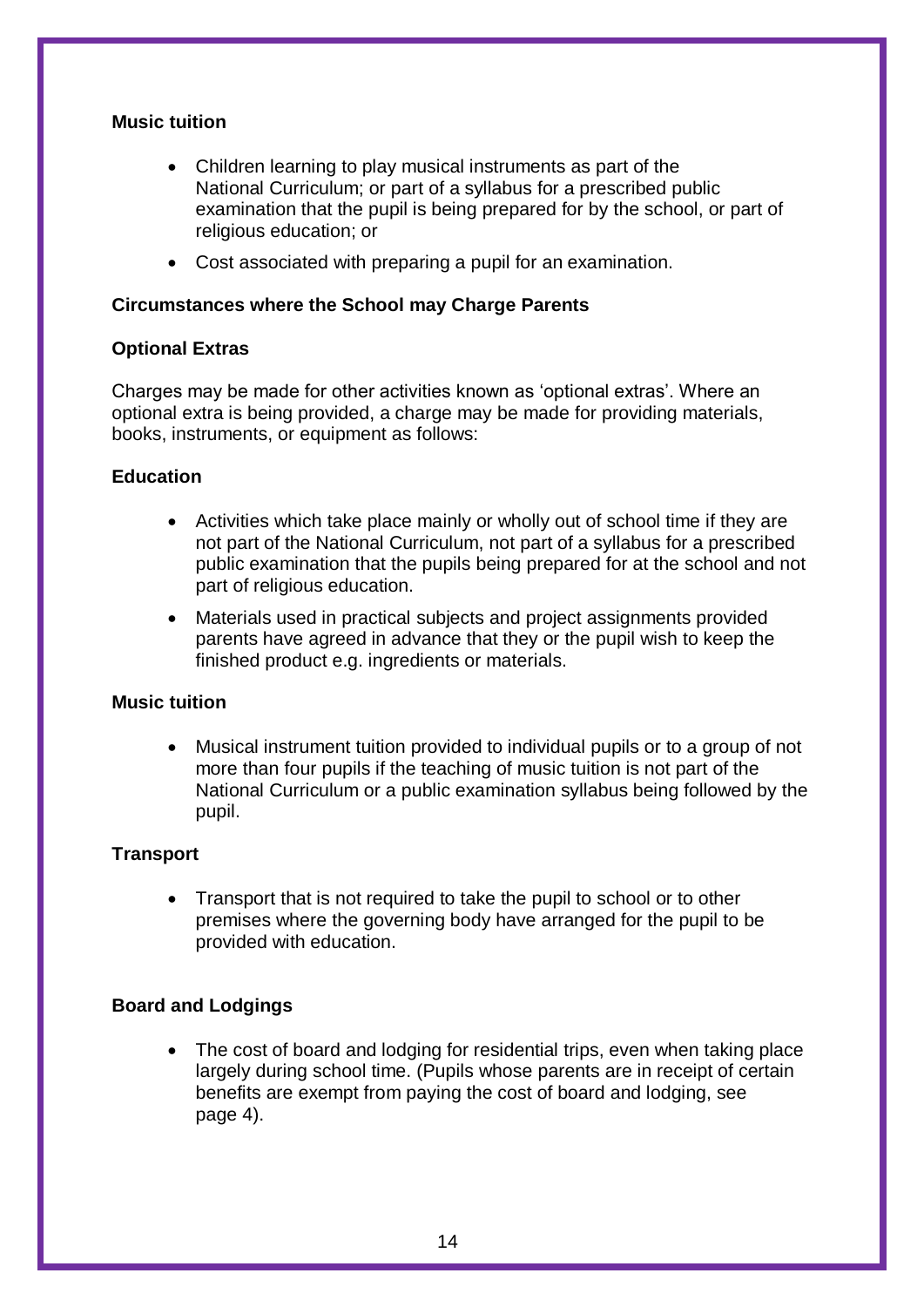**Music tuition**

- Children learning to play musical instruments as part of the National Curriculum; or part of a syllabus for a prescribed public examination that the pupil is being prepared for by the school, or part of religious education; or
- Cost associated with preparing a pupil for an examination.

**Circumstances where the School may Charge Parents**

**Optional Extras**

Charges may be made for other activities known as 'optional extras'. Where an optional extra is being provided, a charge may be made for providing materials, books, instruments, or equipment as follows:

**Education**

- Activities which take place mainly or wholly out of school time if they are not part of the National Curriculum, not part of a syllabus for a prescribed public examination that the pupils being prepared for at the school and not part of religious education.
- Materials used in practical subjects and project assignments provided parents have agreed in advance that they or the pupil wish to keep the finished product e.g. ingredients or materials.

**Music tuition**

- Musical instrument tuition provided to individual pupils or to a group of not more than four pupils if the teaching of music tuition is not part of the National Curriculum or a public examination syllabus being followed by the pupil.

**Transport**

- Transport that is not required to take the pupil to school or to other premises where the governing body have arranged for the pupil to be provided with education.

**Board and Lodgings**

- The cost of board and lodging for residential trips, even when taking place largely during school time. (Pupils whose parents are in receipt of certain benefits are exempt from paying the cost of board and lodging, see page 4).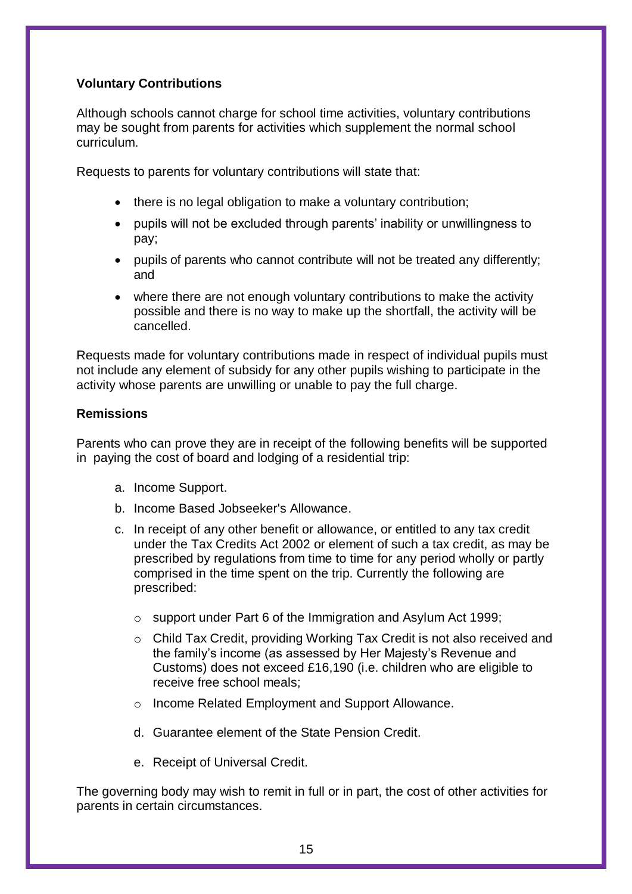**Voluntary Contributions**

Although schools cannot charge for school time activities, voluntary contributions may be sought from parents for activities which supplement the normal school curriculum.

Requests to parents for voluntary contributions will state that:

- there is no legal obligation to make a voluntary contribution;
- pupils will not be excluded through parents' inability or unwillingness to pay;
- pupils of parents who cannot contribute will not be treated any differently; and
- where there are not enough voluntary contributions to make the activity possible and there is no way to make up the shortfall, the activity will be cancelled.

Requests made for voluntary contributions made in respect of individual pupils must not include any element of subsidy for any other pupils wishing to participate in the activity whose parents are unwilling or unable to pay the full charge.

**Remissions**

Parents who can prove they are in receipt of the following benefits will be supported in paying the cost of board and lodging of a residential trip:

a. Income Support.
b. Income Based Jobseeker's Allowance.
c. In receipt of any other benefit or allowance, or entitled to any tax credit under the Tax Credits Act 2002 or element of such a tax credit, as may be prescribed by regulations from time to time for any period wholly or partly comprised in the time spent on the trip. Currently the following are prescribed:
    - support under Part 6 of the Immigration and Asylum Act 1999;
    - Child Tax Credit, providing Working Tax Credit is not also received and the family's income (as assessed by Her Majesty's Revenue and Customs) does not exceed £16,190 (i.e. children who are eligible to receive free school meals;
    - Income Related Employment and Support Allowance.
d. Guarantee element of the State Pension Credit.
e. Receipt of Universal Credit.

The governing body may wish to remit in full or in part, the cost of other activities for parents in certain circumstances.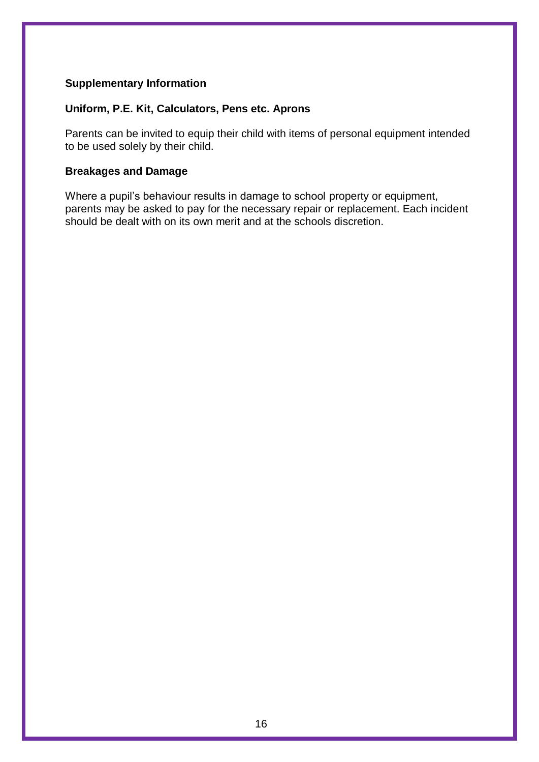## Supplementary Information

### Uniform, P.E. Kit, Calculators, Pens etc. Aprons

Parents can be invited to equip their child with items of personal equipment intended to be used solely by their child.

### Breakages and Damage

Where a pupil's behaviour results in damage to school property or equipment, parents may be asked to pay for the necessary repair or replacement. Each incident should be dealt with on its own merit and at the schools discretion.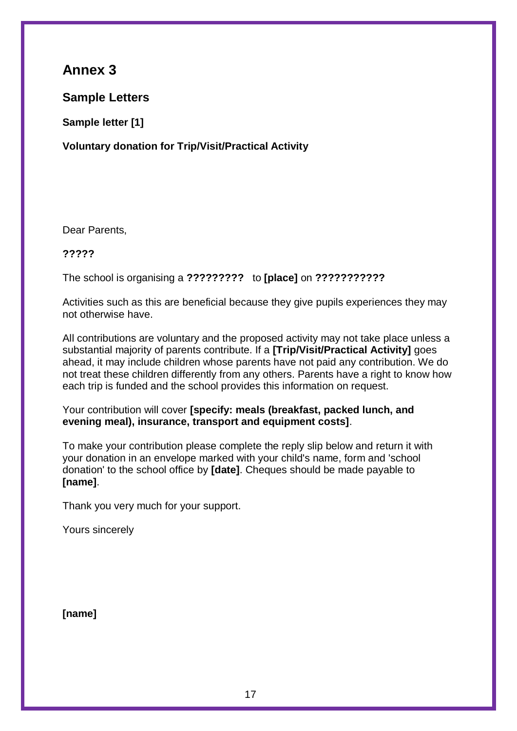# Annex 3

## Sample Letters

**Sample letter [1]**

**Voluntary donation for Trip/Visit/Practical Activity**

Dear Parents,

**?????**

The school is organising a **?????????** to **[place]** on **???????????**

Activities such as this are beneficial because they give pupils experiences they may not otherwise have.

All contributions are voluntary and the proposed activity may not take place unless a substantial majority of parents contribute. If a **[Trip/Visit/Practical Activity]** goes ahead, it may include children whose parents have not paid any contribution. We do not treat these children differently from any others. Parents have a right to know how each trip is funded and the school provides this information on request.

Your contribution will cover **[specify: meals (breakfast, packed lunch, and evening meal), insurance, transport and equipment costs]**.

To make your contribution please complete the reply slip below and return it with your donation in an envelope marked with your child's name, form and 'school donation' to the school office by **[date]**. Cheques should be made payable to **[name]**.

Thank you very much for your support.

Yours sincerely

**[name]**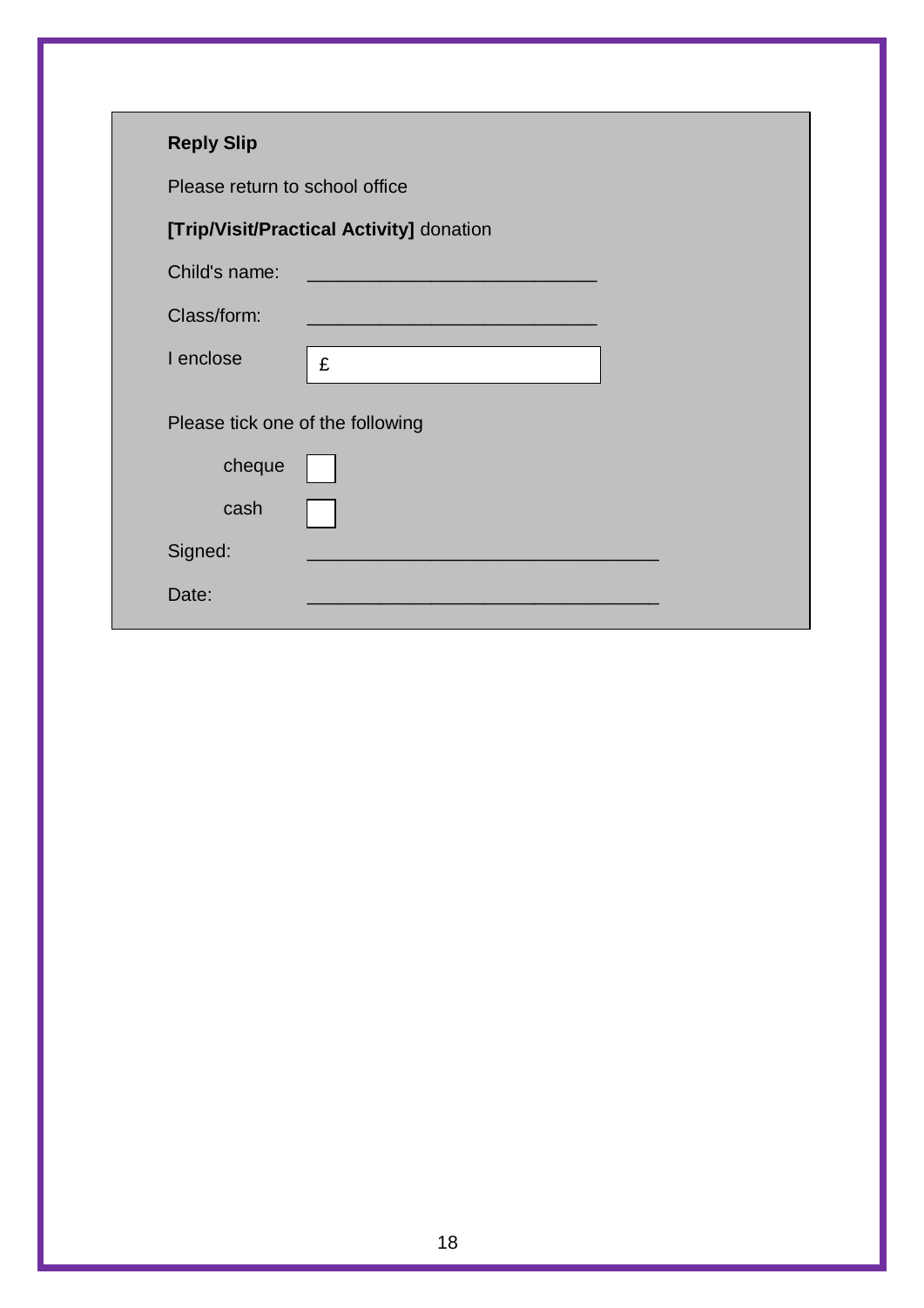**Reply Slip**

Please return to school office

**[Trip/Visit/Practical Activity]** donation

Child's name: ____________________________

Class/form: ____________________________

I enclose £

Please tick one of the following

cheque ☐

cash ☐

Signed: __________________________________

Date: __________________________________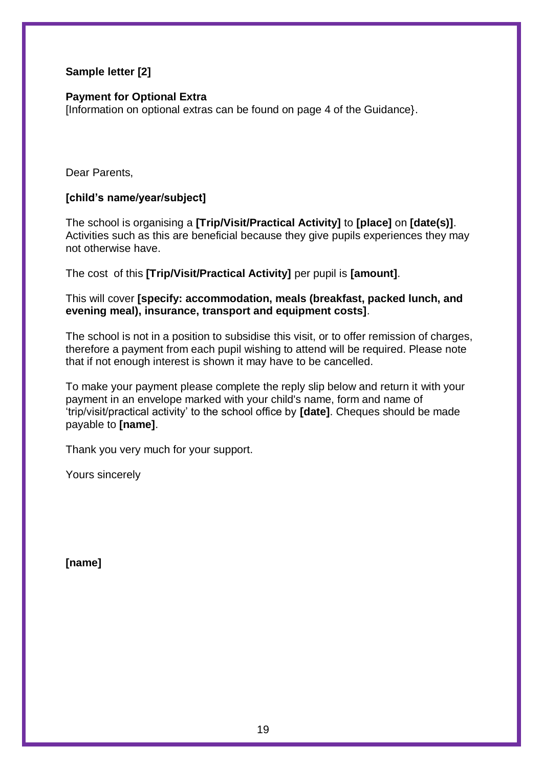**Sample letter [2]**

**Payment for Optional Extra**

[Information on optional extras can be found on page 4 of the Guidance}.

Dear Parents,

**[child's name/year/subject]**

The school is organising a **[Trip/Visit/Practical Activity]** to **[place]** on **[date(s)]**. Activities such as this are beneficial because they give pupils experiences they may not otherwise have.

The cost of this **[Trip/Visit/Practical Activity]** per pupil is **[amount]**.

This will cover **[specify: accommodation, meals (breakfast, packed lunch, and evening meal), insurance, transport and equipment costs]**.

The school is not in a position to subsidise this visit, or to offer remission of charges, therefore a payment from each pupil wishing to attend will be required. Please note that if not enough interest is shown it may have to be cancelled.

To make your payment please complete the reply slip below and return it with your payment in an envelope marked with your child's name, form and name of 'trip/visit/practical activity' to the school office by **[date]**. Cheques should be made payable to **[name]**.

Thank you very much for your support.

Yours sincerely

**[name]**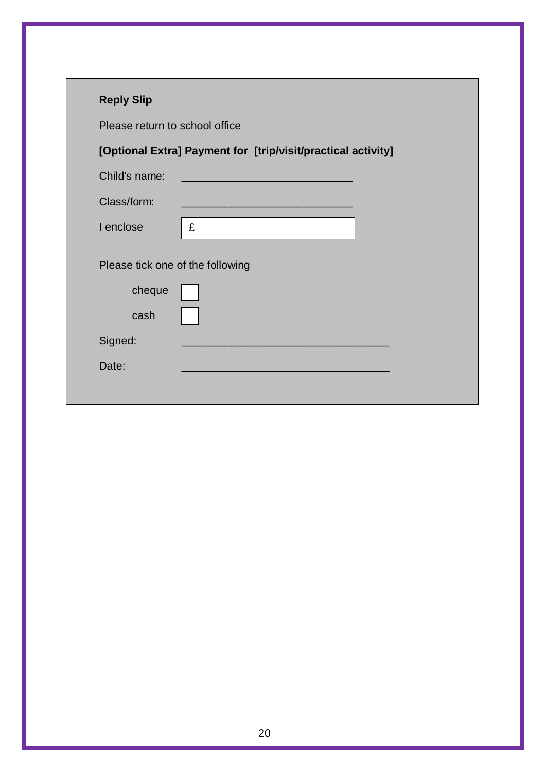**Reply Slip**

Please return to school office

**[Optional Extra] Payment for [trip/visit/practical activity]**

Child's name: ___________________________

Class/form: ___________________________

I enclose £ ___________

Please tick one of the following

- cheque ☐
- cash ☐

Signed: _________________________________

Date: _________________________________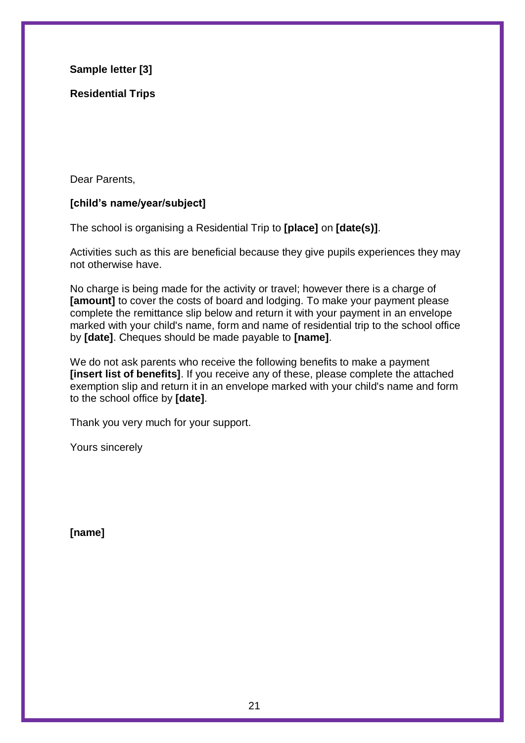**Sample letter [3]**

**Residential Trips**

Dear Parents,

**[child's name/year/subject]**

The school is organising a Residential Trip to **[place]** on **[date(s)]**.

Activities such as this are beneficial because they give pupils experiences they may not otherwise have.

No charge is being made for the activity or travel; however there is a charge of **[amount]** to cover the costs of board and lodging. To make your payment please complete the remittance slip below and return it with your payment in an envelope marked with your child's name, form and name of residential trip to the school office by **[date]**. Cheques should be made payable to **[name]**.

We do not ask parents who receive the following benefits to make a payment **[insert list of benefits]**. If you receive any of these, please complete the attached exemption slip and return it in an envelope marked with your child's name and form to the school office by **[date]**.

Thank you very much for your support.

Yours sincerely

**[name]**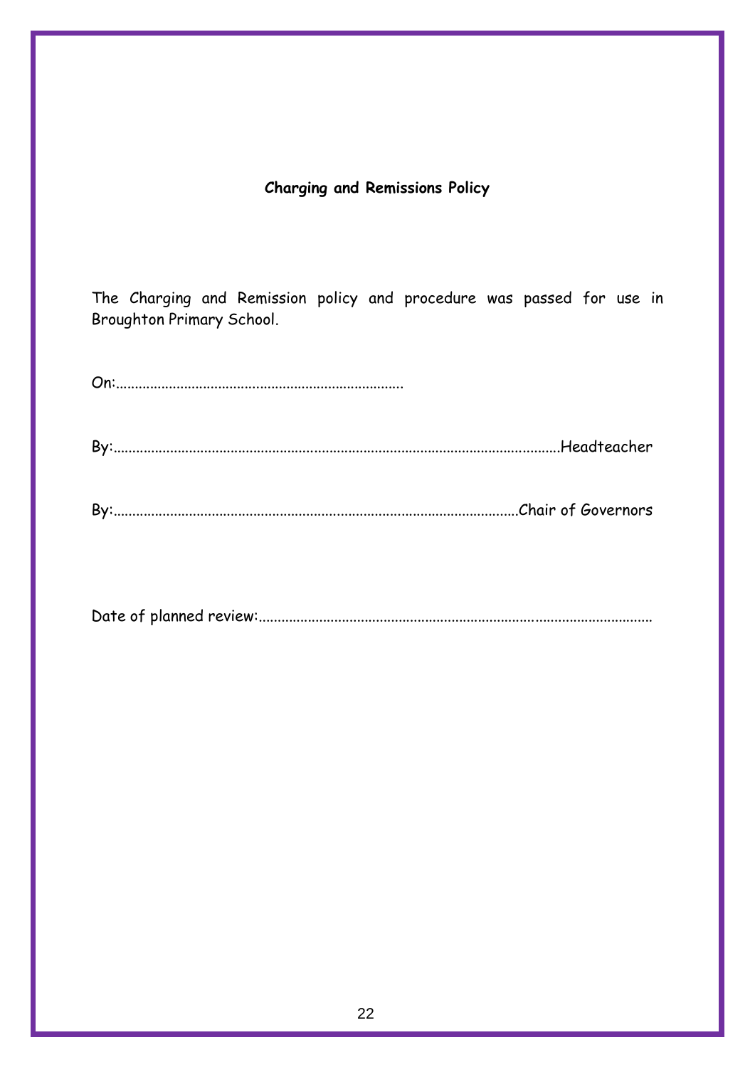**Charging and Remissions Policy**

The Charging and Remission policy and procedure was passed for use in Broughton Primary School.

On:…………………………………………………………………

By:……………………………………………………………………………………………….Headteacher

By:……………………………………………………………………………………….Chair of Governors

Date of planned review:……………………………………………………………………………………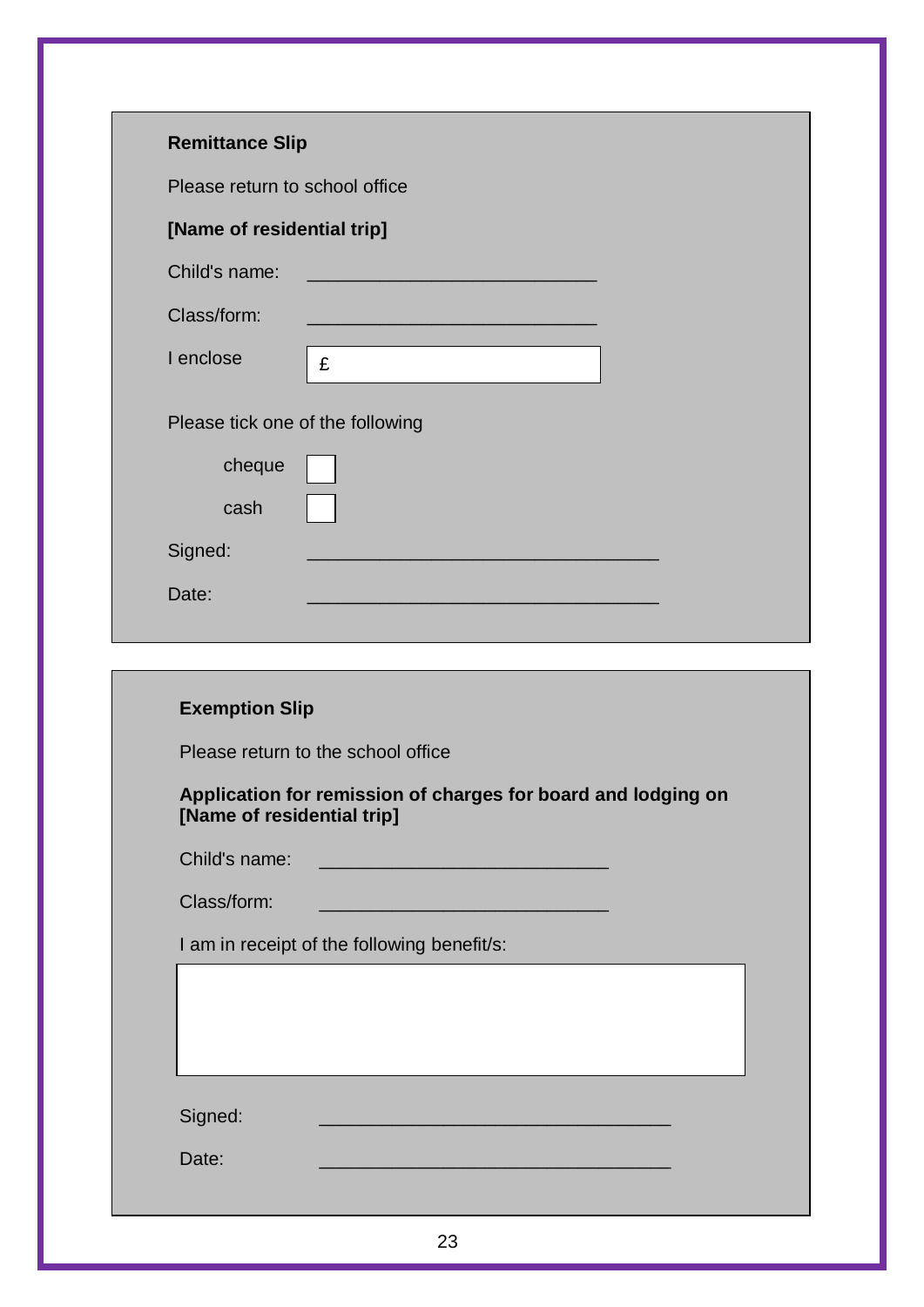**Remittance Slip**

Please return to school office

**[Name of residential trip]**

Child's name: ___________________________

Class/form: ___________________________

I enclose £

Please tick one of the following

cheque ☐

cash ☐

Signed: _________________________________

Date: _________________________________

**Exemption Slip**

Please return to the school office

**Application for remission of charges for board and lodging on [Name of residential trip]**

Child's name: ___________________________

Class/form: ___________________________

I am in receipt of the following benefit/s:

Signed: _________________________________

Date: _________________________________